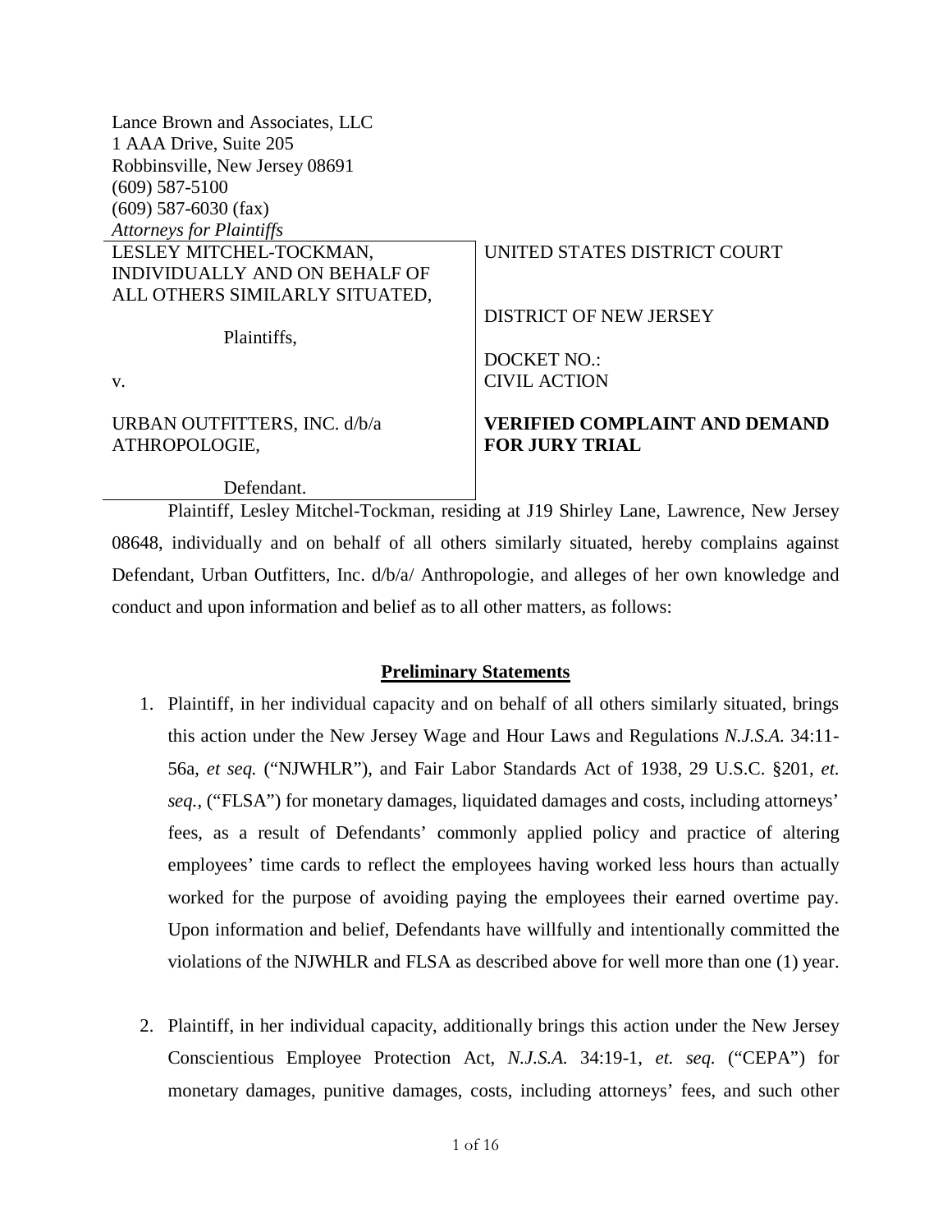Lance Brown and Associates, LLC
1 AAA Drive, Suite 205
Robbinsville, New Jersey 08691
(609) 587-5100
(609) 587-6030 (fax)
*Attorneys for Plaintiffs*

| LESLEY MITCHEL-TOCKMAN, INDIVIDUALLY AND ON BEHALF OF ALL OTHERS SIMILARLY SITUATED, Plaintiffs, v. URBAN OUTFITTERS, INC. d/b/a ATHROPOLOGIE, Defendant. | UNITED STATES DISTRICT COURT DISTRICT OF NEW JERSEY DOCKET NO.: CIVIL ACTION **VERIFIED COMPLAINT AND DEMAND FOR JURY TRIAL** |
|---|---|

Plaintiff, Lesley Mitchel-Tockman, residing at J19 Shirley Lane, Lawrence, New Jersey 08648, individually and on behalf of all others similarly situated, hereby complains against Defendant, Urban Outfitters, Inc. d/b/a/ Anthropologie, and alleges of her own knowledge and conduct and upon information and belief as to all other matters, as follows:

## Preliminary Statements

1. Plaintiff, in her individual capacity and on behalf of all others similarly situated, brings this action under the New Jersey Wage and Hour Laws and Regulations *N.J.S.A.* 34:11-56a, *et seq.* ("NJWHLR"), and Fair Labor Standards Act of 1938, 29 U.S.C. §201, *et. seq.*, ("FLSA") for monetary damages, liquidated damages and costs, including attorneys' fees, as a result of Defendants' commonly applied policy and practice of altering employees' time cards to reflect the employees having worked less hours than actually worked for the purpose of avoiding paying the employees their earned overtime pay. Upon information and belief, Defendants have willfully and intentionally committed the violations of the NJWHLR and FLSA as described above for well more than one (1) year.

2. Plaintiff, in her individual capacity, additionally brings this action under the New Jersey Conscientious Employee Protection Act, *N.J.S.A.* 34:19-1, *et. seq.* ("CEPA") for monetary damages, punitive damages, costs, including attorneys' fees, and such other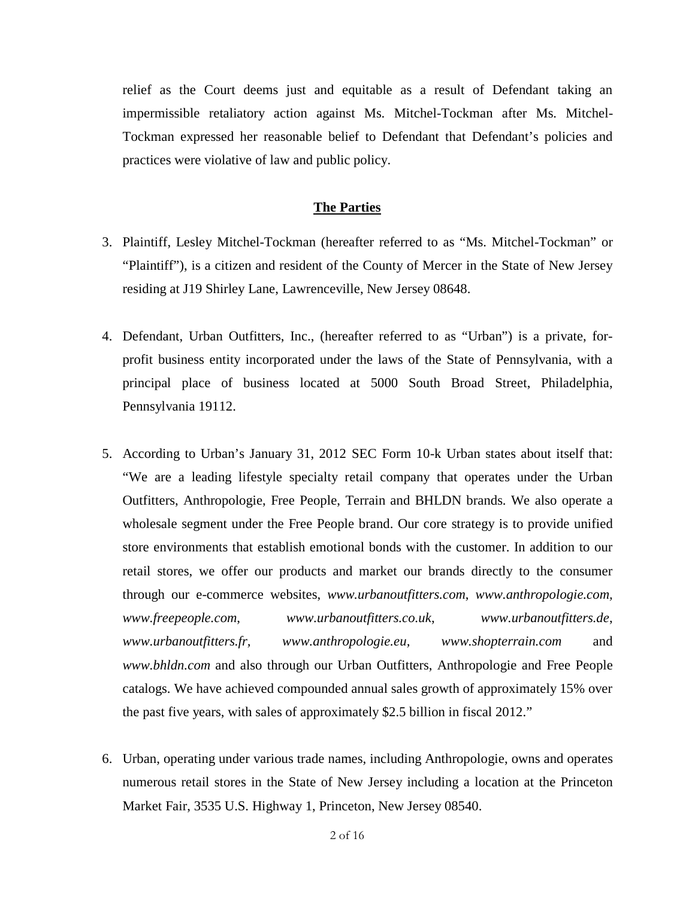relief as the Court deems just and equitable as a result of Defendant taking an impermissible retaliatory action against Ms. Mitchel-Tockman after Ms. Mitchel-Tockman expressed her reasonable belief to Defendant that Defendant's policies and practices were violative of law and public policy.

## **The Parties**

3. Plaintiff, Lesley Mitchel-Tockman (hereafter referred to as "Ms. Mitchel-Tockman" or "Plaintiff"), is a citizen and resident of the County of Mercer in the State of New Jersey residing at J19 Shirley Lane, Lawrenceville, New Jersey 08648.

4. Defendant, Urban Outfitters, Inc., (hereafter referred to as "Urban") is a private, for-profit business entity incorporated under the laws of the State of Pennsylvania, with a principal place of business located at 5000 South Broad Street, Philadelphia, Pennsylvania 19112.

5. According to Urban's January 31, 2012 SEC Form 10-k Urban states about itself that: "We are a leading lifestyle specialty retail company that operates under the Urban Outfitters, Anthropologie, Free People, Terrain and BHLDN brands. We also operate a wholesale segment under the Free People brand. Our core strategy is to provide unified store environments that establish emotional bonds with the customer. In addition to our retail stores, we offer our products and market our brands directly to the consumer through our e-commerce websites, *www.urbanoutfitters.com*, *www.anthropologie.com, www.freepeople.com*, *www.urbanoutfitters.co.uk*, *www.urbanoutfitters.de*, *www.urbanoutfitters.fr, www.anthropologie.eu, www.shopterrain.com* and *www.bhldn.com* and also through our Urban Outfitters, Anthropologie and Free People catalogs. We have achieved compounded annual sales growth of approximately 15% over the past five years, with sales of approximately $2.5 billion in fiscal 2012."

6. Urban, operating under various trade names, including Anthropologie, owns and operates numerous retail stores in the State of New Jersey including a location at the Princeton Market Fair, 3535 U.S. Highway 1, Princeton, New Jersey 08540.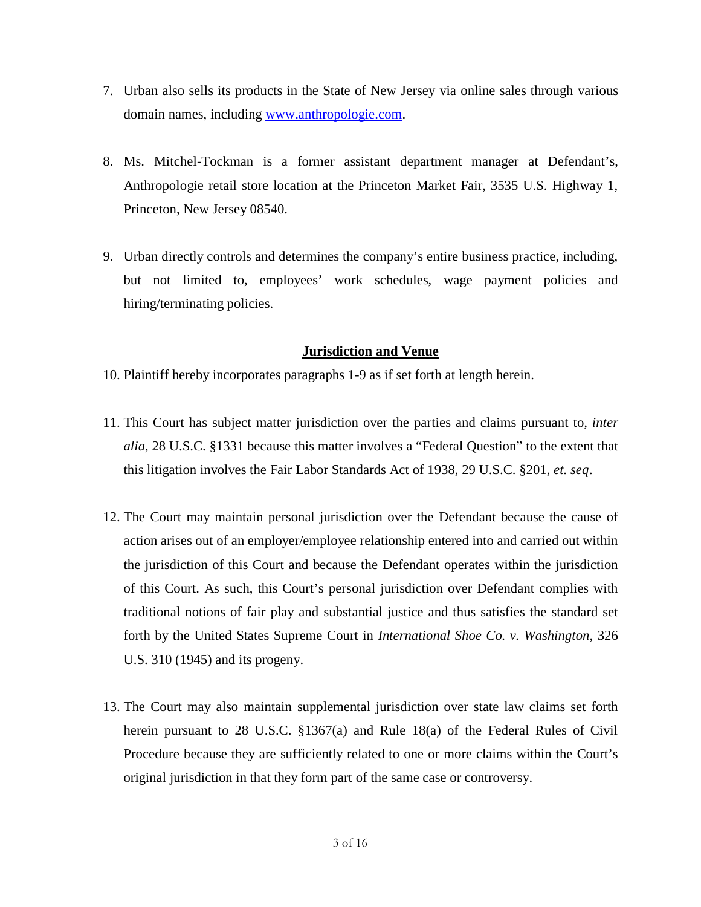7. Urban also sells its products in the State of New Jersey via online sales through various domain names, including [www.anthropologie.com](www.anthropologie.com).

8. Ms. Mitchel-Tockman is a former assistant department manager at Defendant's, Anthropologie retail store location at the Princeton Market Fair, 3535 U.S. Highway 1, Princeton, New Jersey 08540.

9. Urban directly controls and determines the company's entire business practice, including, but not limited to, employees' work schedules, wage payment policies and hiring/terminating policies.

## **Jurisdiction and Venue**

10. Plaintiff hereby incorporates paragraphs 1-9 as if set forth at length herein.

11. This Court has subject matter jurisdiction over the parties and claims pursuant to, *inter alia*, 28 U.S.C. §1331 because this matter involves a "Federal Question" to the extent that this litigation involves the Fair Labor Standards Act of 1938, 29 U.S.C. §201, *et. seq*.

12. The Court may maintain personal jurisdiction over the Defendant because the cause of action arises out of an employer/employee relationship entered into and carried out within the jurisdiction of this Court and because the Defendant operates within the jurisdiction of this Court. As such, this Court's personal jurisdiction over Defendant complies with traditional notions of fair play and substantial justice and thus satisfies the standard set forth by the United States Supreme Court in *International Shoe Co. v. Washington*, 326 U.S. 310 (1945) and its progeny.

13. The Court may also maintain supplemental jurisdiction over state law claims set forth herein pursuant to 28 U.S.C. §1367(a) and Rule 18(a) of the Federal Rules of Civil Procedure because they are sufficiently related to one or more claims within the Court's original jurisdiction in that they form part of the same case or controversy.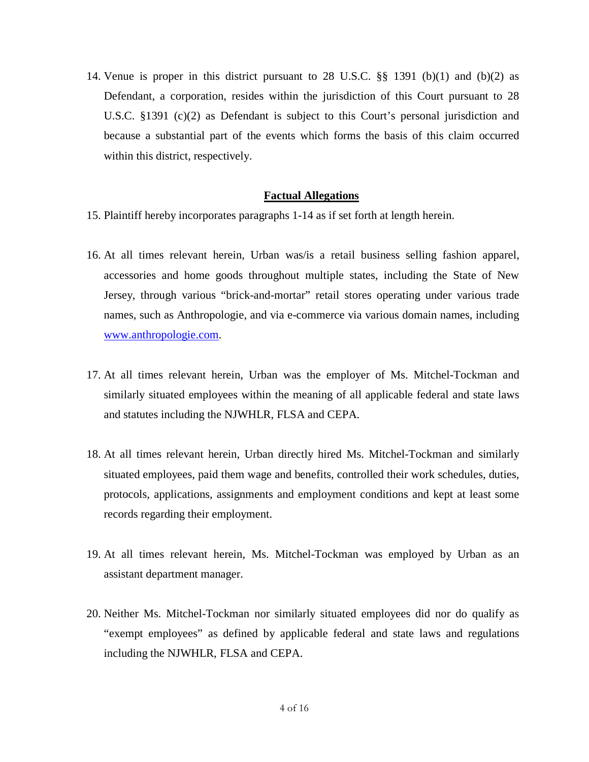14. Venue is proper in this district pursuant to 28 U.S.C. §§ 1391 (b)(1) and (b)(2) as Defendant, a corporation, resides within the jurisdiction of this Court pursuant to 28 U.S.C. §1391 (c)(2) as Defendant is subject to this Court's personal jurisdiction and because a substantial part of the events which forms the basis of this claim occurred within this district, respectively.

## Factual Allegations

15. Plaintiff hereby incorporates paragraphs 1-14 as if set forth at length herein.

16. At all times relevant herein, Urban was/is a retail business selling fashion apparel, accessories and home goods throughout multiple states, including the State of New Jersey, through various "brick-and-mortar" retail stores operating under various trade names, such as Anthropologie, and via e-commerce via various domain names, including [www.anthropologie.com](http://www.anthropologie.com).

17. At all times relevant herein, Urban was the employer of Ms. Mitchel-Tockman and similarly situated employees within the meaning of all applicable federal and state laws and statutes including the NJWHLR, FLSA and CEPA.

18. At all times relevant herein, Urban directly hired Ms. Mitchel-Tockman and similarly situated employees, paid them wage and benefits, controlled their work schedules, duties, protocols, applications, assignments and employment conditions and kept at least some records regarding their employment.

19. At all times relevant herein, Ms. Mitchel-Tockman was employed by Urban as an assistant department manager.

20. Neither Ms. Mitchel-Tockman nor similarly situated employees did nor do qualify as "exempt employees" as defined by applicable federal and state laws and regulations including the NJWHLR, FLSA and CEPA.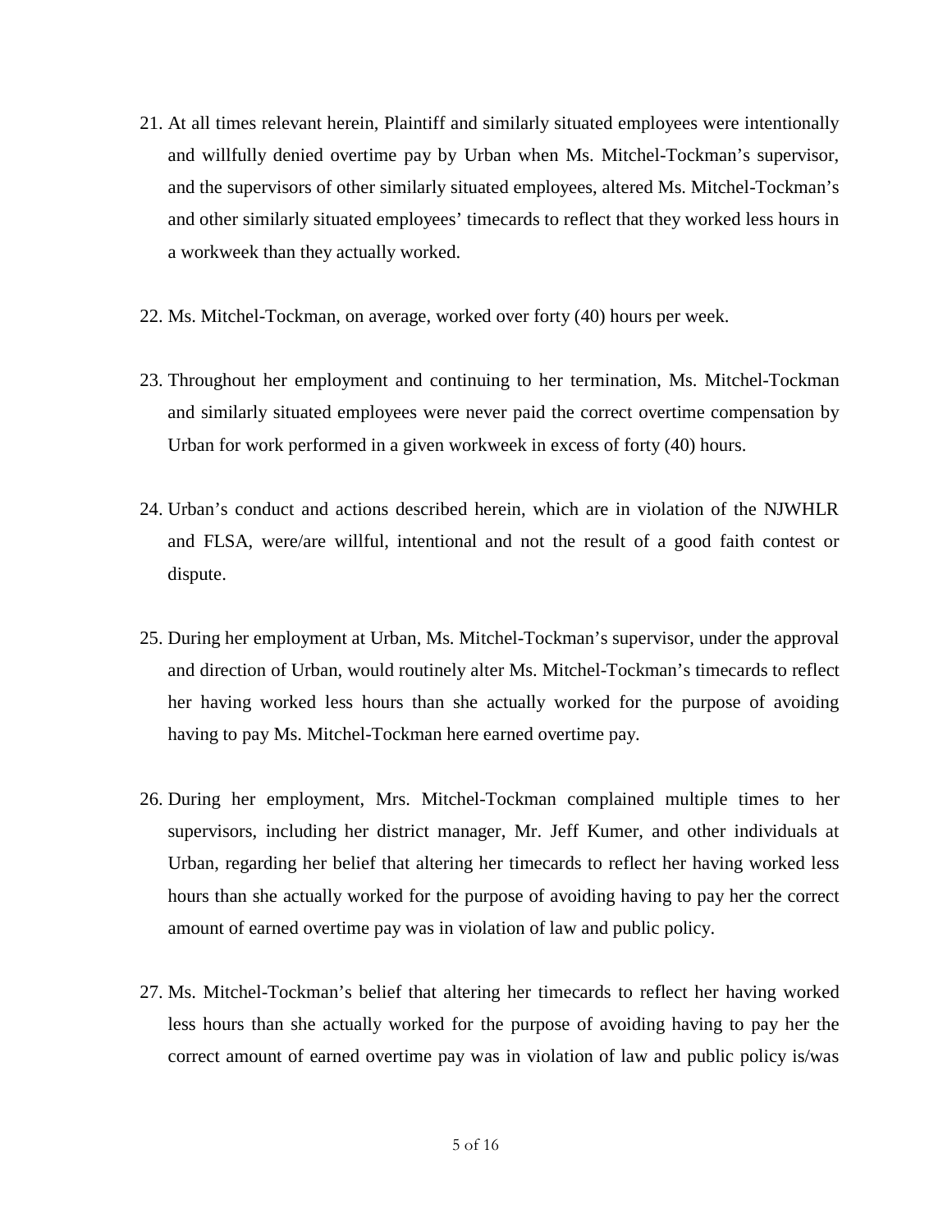21. At all times relevant herein, Plaintiff and similarly situated employees were intentionally and willfully denied overtime pay by Urban when Ms. Mitchel-Tockman's supervisor, and the supervisors of other similarly situated employees, altered Ms. Mitchel-Tockman's and other similarly situated employees' timecards to reflect that they worked less hours in a workweek than they actually worked.

22. Ms. Mitchel-Tockman, on average, worked over forty (40) hours per week.

23. Throughout her employment and continuing to her termination, Ms. Mitchel-Tockman and similarly situated employees were never paid the correct overtime compensation by Urban for work performed in a given workweek in excess of forty (40) hours.

24. Urban's conduct and actions described herein, which are in violation of the NJWHLR and FLSA, were/are willful, intentional and not the result of a good faith contest or dispute.

25. During her employment at Urban, Ms. Mitchel-Tockman's supervisor, under the approval and direction of Urban, would routinely alter Ms. Mitchel-Tockman's timecards to reflect her having worked less hours than she actually worked for the purpose of avoiding having to pay Ms. Mitchel-Tockman here earned overtime pay.

26. During her employment, Mrs. Mitchel-Tockman complained multiple times to her supervisors, including her district manager, Mr. Jeff Kumer, and other individuals at Urban, regarding her belief that altering her timecards to reflect her having worked less hours than she actually worked for the purpose of avoiding having to pay her the correct amount of earned overtime pay was in violation of law and public policy.

27. Ms. Mitchel-Tockman's belief that altering her timecards to reflect her having worked less hours than she actually worked for the purpose of avoiding having to pay her the correct amount of earned overtime pay was in violation of law and public policy is/was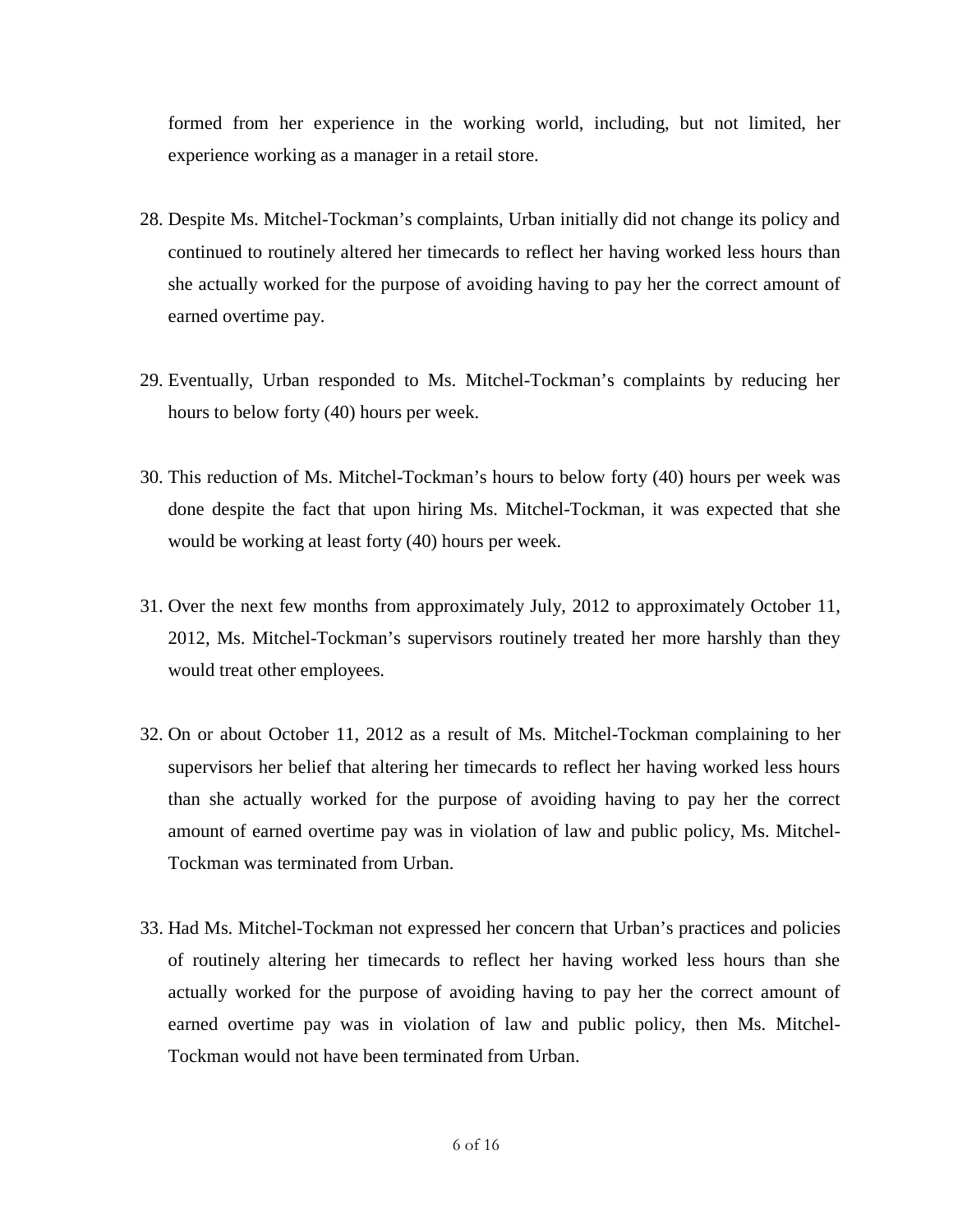formed from her experience in the working world, including, but not limited, her experience working as a manager in a retail store.

28. Despite Ms. Mitchel-Tockman's complaints, Urban initially did not change its policy and continued to routinely altered her timecards to reflect her having worked less hours than she actually worked for the purpose of avoiding having to pay her the correct amount of earned overtime pay.

29. Eventually, Urban responded to Ms. Mitchel-Tockman's complaints by reducing her hours to below forty (40) hours per week.

30. This reduction of Ms. Mitchel-Tockman's hours to below forty (40) hours per week was done despite the fact that upon hiring Ms. Mitchel-Tockman, it was expected that she would be working at least forty (40) hours per week.

31. Over the next few months from approximately July, 2012 to approximately October 11, 2012, Ms. Mitchel-Tockman's supervisors routinely treated her more harshly than they would treat other employees.

32. On or about October 11, 2012 as a result of Ms. Mitchel-Tockman complaining to her supervisors her belief that altering her timecards to reflect her having worked less hours than she actually worked for the purpose of avoiding having to pay her the correct amount of earned overtime pay was in violation of law and public policy, Ms. Mitchel-Tockman was terminated from Urban.

33. Had Ms. Mitchel-Tockman not expressed her concern that Urban's practices and policies of routinely altering her timecards to reflect her having worked less hours than she actually worked for the purpose of avoiding having to pay her the correct amount of earned overtime pay was in violation of law and public policy, then Ms. Mitchel-Tockman would not have been terminated from Urban.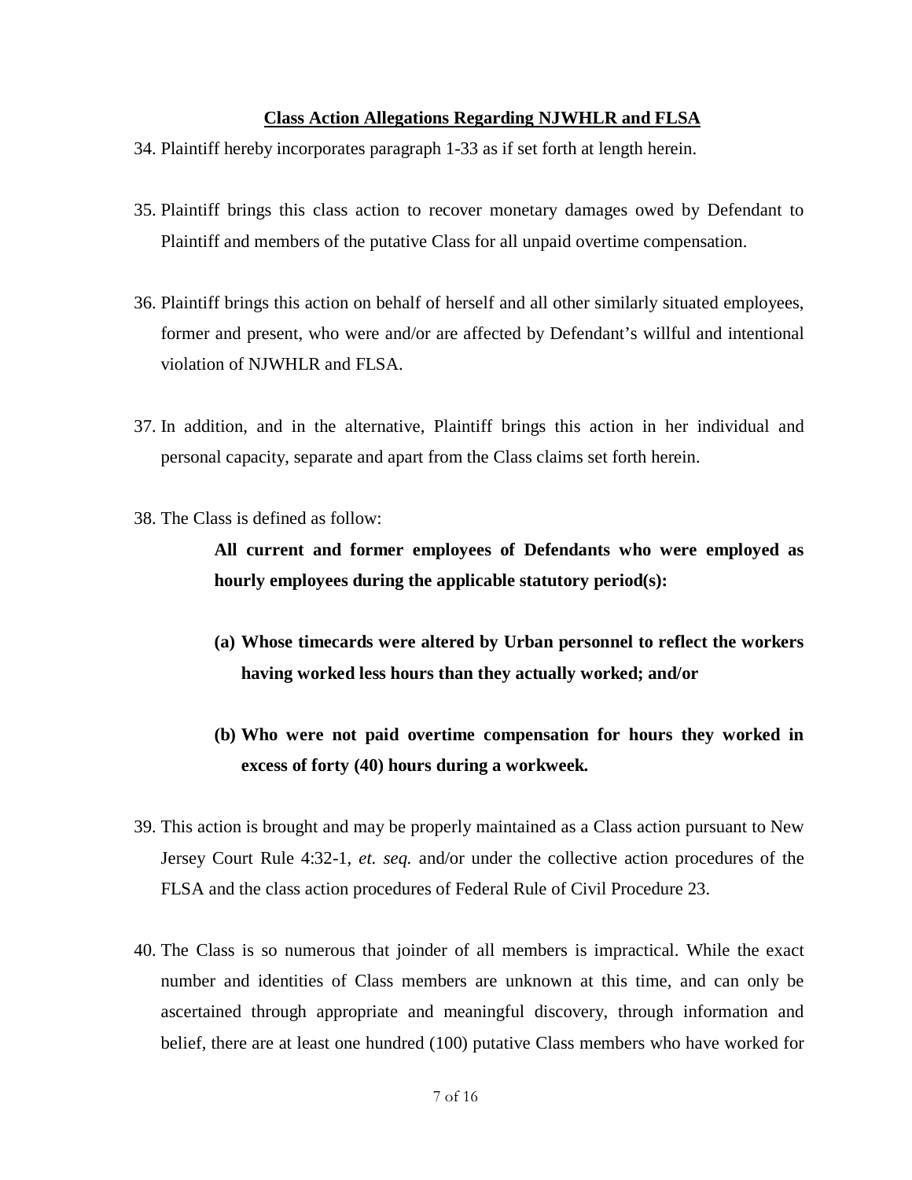**<u>Class Action Allegations Regarding NJWHLR and FLSA</u>**

34. Plaintiff hereby incorporates paragraph 1-33 as if set forth at length herein.

35. Plaintiff brings this class action to recover monetary damages owed by Defendant to Plaintiff and members of the putative Class for all unpaid overtime compensation.

36. Plaintiff brings this action on behalf of herself and all other similarly situated employees, former and present, who were and/or are affected by Defendant's willful and intentional violation of NJWHLR and FLSA.

37. In addition, and in the alternative, Plaintiff brings this action in her individual and personal capacity, separate and apart from the Class claims set forth herein.

38. The Class is defined as follow:

    **All current and former employees of Defendants who were employed as hourly employees during the applicable statutory period(s):**

    **(a) Whose timecards were altered by Urban personnel to reflect the workers having worked less hours than they actually worked; and/or**

    **(b) Who were not paid overtime compensation for hours they worked in excess of forty (40) hours during a workweek.**

39. This action is brought and may be properly maintained as a Class action pursuant to New Jersey Court Rule 4:32-1, *et. seq.* and/or under the collective action procedures of the FLSA and the class action procedures of Federal Rule of Civil Procedure 23.

40. The Class is so numerous that joinder of all members is impractical. While the exact number and identities of Class members are unknown at this time, and can only be ascertained through appropriate and meaningful discovery, through information and belief, there are at least one hundred (100) putative Class members who have worked for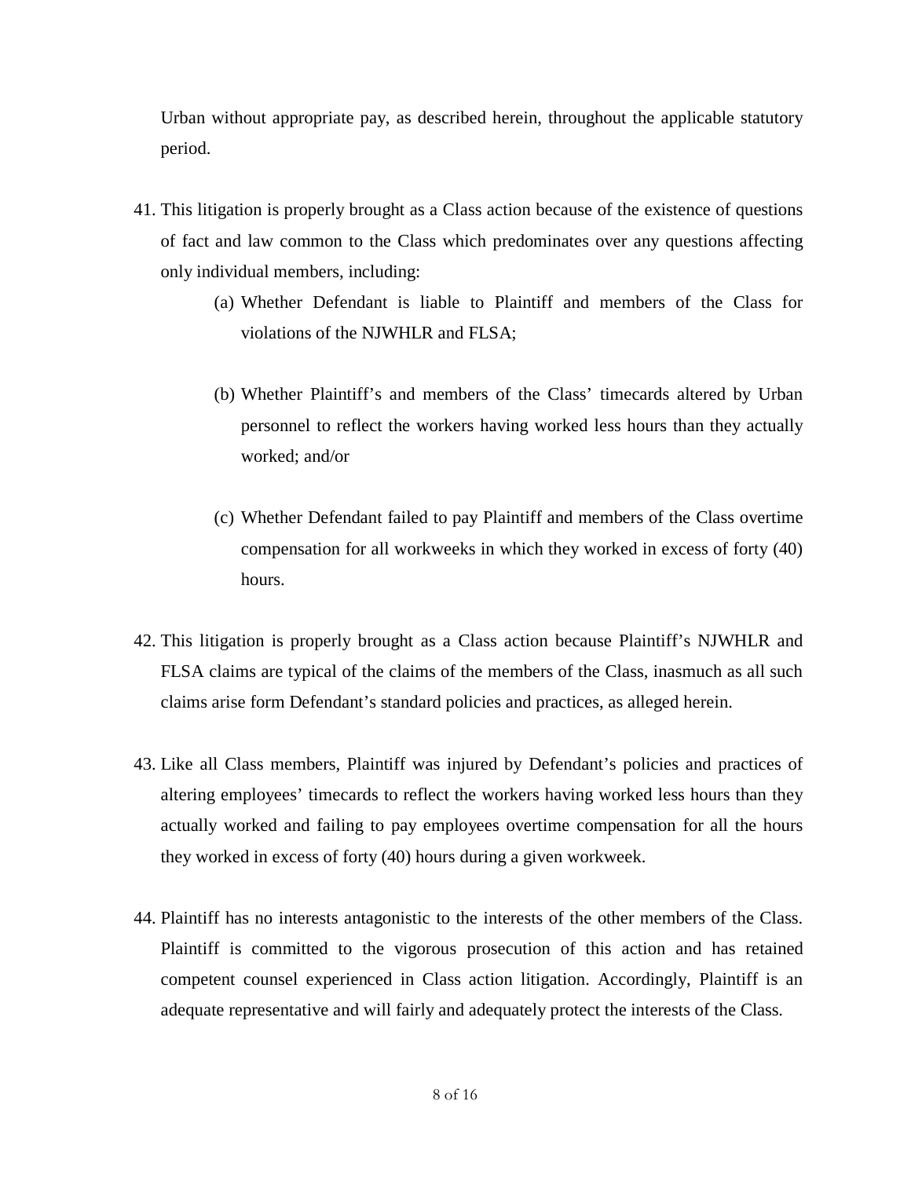Urban without appropriate pay, as described herein, throughout the applicable statutory period.

41. This litigation is properly brought as a Class action because of the existence of questions of fact and law common to the Class which predominates over any questions affecting only individual members, including:

    (a) Whether Defendant is liable to Plaintiff and members of the Class for violations of the NJWHLR and FLSA;

    (b) Whether Plaintiff's and members of the Class' timecards altered by Urban personnel to reflect the workers having worked less hours than they actually worked; and/or

    (c) Whether Defendant failed to pay Plaintiff and members of the Class overtime compensation for all workweeks in which they worked in excess of forty (40) hours.

42. This litigation is properly brought as a Class action because Plaintiff's NJWHLR and FLSA claims are typical of the claims of the members of the Class, inasmuch as all such claims arise form Defendant's standard policies and practices, as alleged herein.

43. Like all Class members, Plaintiff was injured by Defendant's policies and practices of altering employees' timecards to reflect the workers having worked less hours than they actually worked and failing to pay employees overtime compensation for all the hours they worked in excess of forty (40) hours during a given workweek.

44. Plaintiff has no interests antagonistic to the interests of the other members of the Class. Plaintiff is committed to the vigorous prosecution of this action and has retained competent counsel experienced in Class action litigation. Accordingly, Plaintiff is an adequate representative and will fairly and adequately protect the interests of the Class.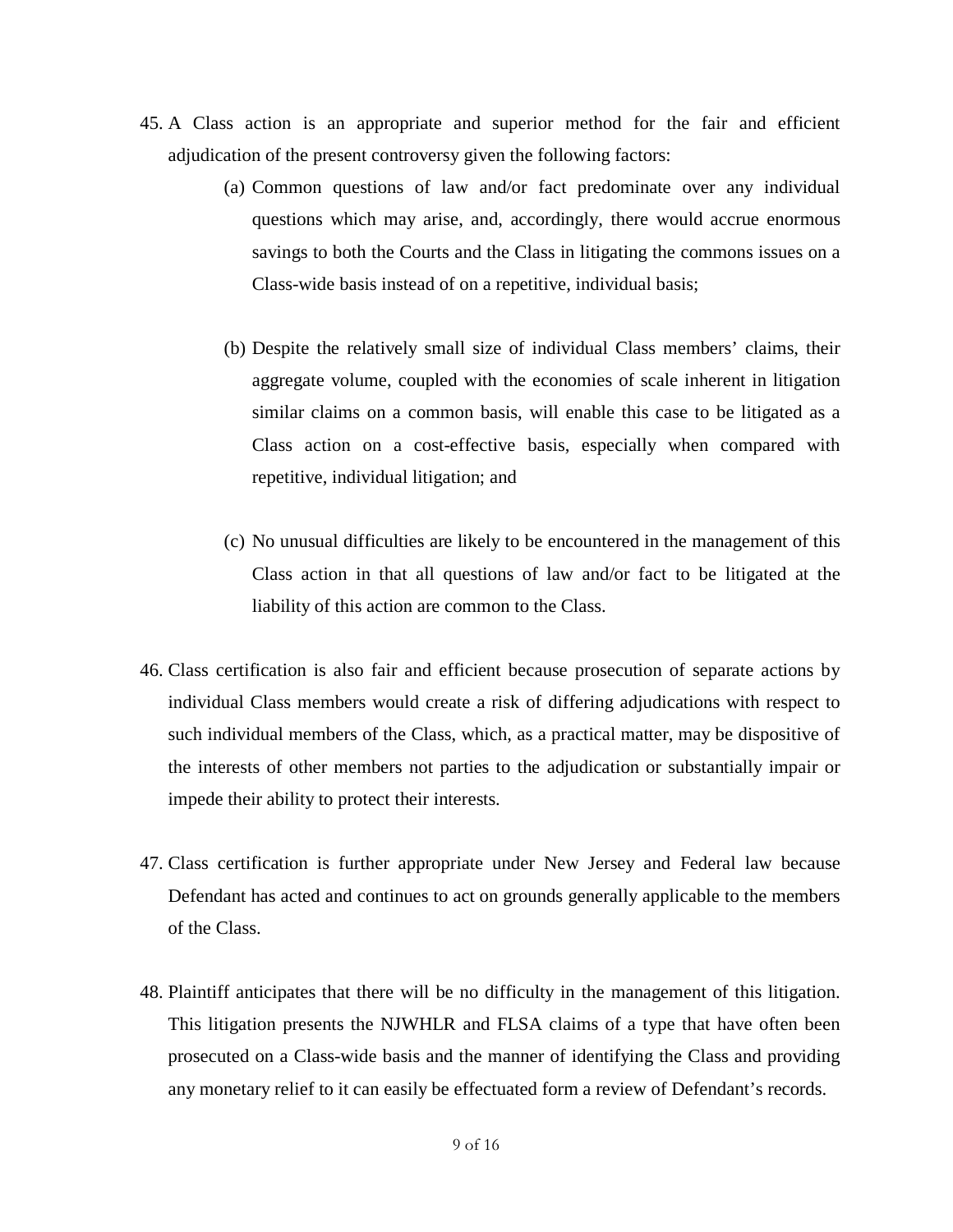45. A Class action is an appropriate and superior method for the fair and efficient adjudication of the present controversy given the following factors:

    (a) Common questions of law and/or fact predominate over any individual questions which may arise, and, accordingly, there would accrue enormous savings to both the Courts and the Class in litigating the commons issues on a Class-wide basis instead of on a repetitive, individual basis;

    (b) Despite the relatively small size of individual Class members' claims, their aggregate volume, coupled with the economies of scale inherent in litigation similar claims on a common basis, will enable this case to be litigated as a Class action on a cost-effective basis, especially when compared with repetitive, individual litigation; and

    (c) No unusual difficulties are likely to be encountered in the management of this Class action in that all questions of law and/or fact to be litigated at the liability of this action are common to the Class.

46. Class certification is also fair and efficient because prosecution of separate actions by individual Class members would create a risk of differing adjudications with respect to such individual members of the Class, which, as a practical matter, may be dispositive of the interests of other members not parties to the adjudication or substantially impair or impede their ability to protect their interests.

47. Class certification is further appropriate under New Jersey and Federal law because Defendant has acted and continues to act on grounds generally applicable to the members of the Class.

48. Plaintiff anticipates that there will be no difficulty in the management of this litigation. This litigation presents the NJWHLR and FLSA claims of a type that have often been prosecuted on a Class-wide basis and the manner of identifying the Class and providing any monetary relief to it can easily be effectuated form a review of Defendant's records.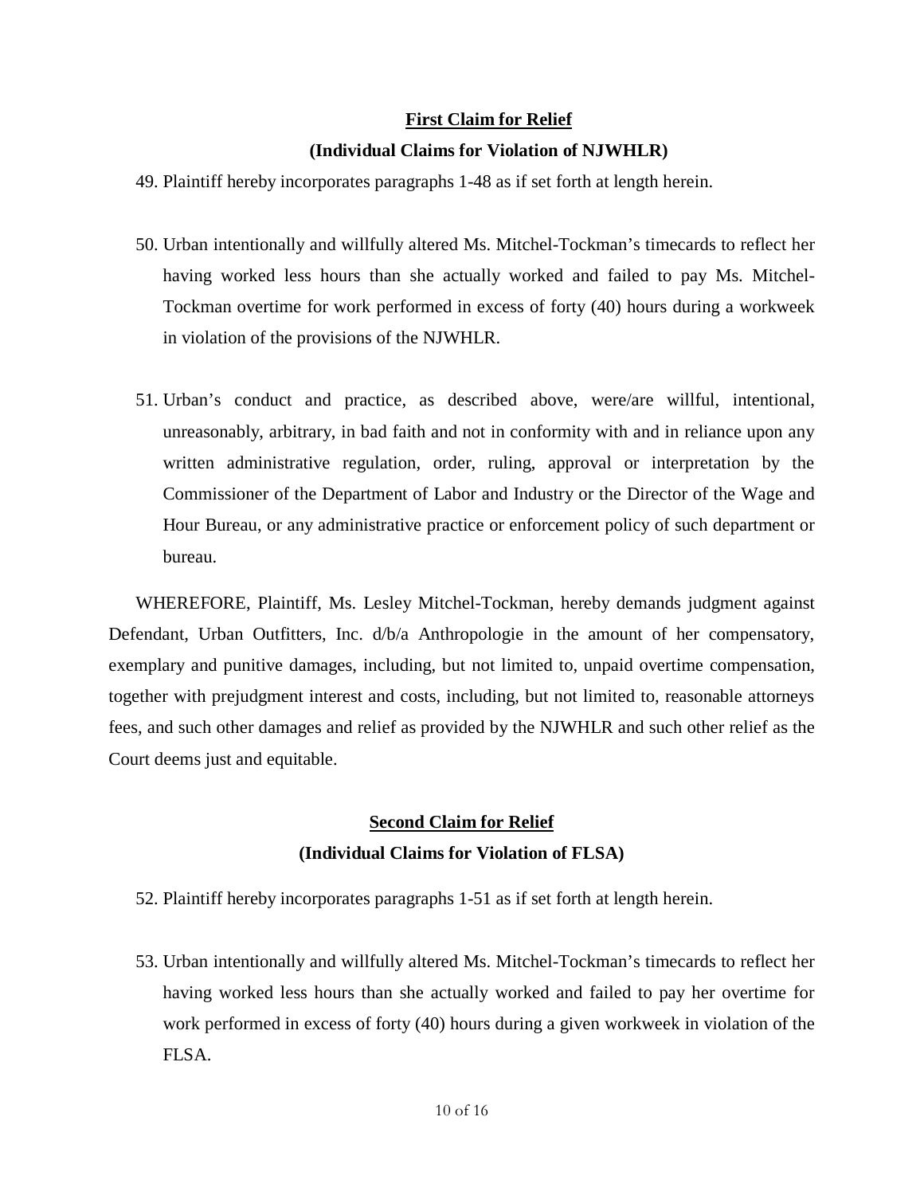**First Claim for Relief**

**(Individual Claims for Violation of NJWHLR)**

49. Plaintiff hereby incorporates paragraphs 1-48 as if set forth at length herein.

50. Urban intentionally and willfully altered Ms. Mitchel-Tockman's timecards to reflect her having worked less hours than she actually worked and failed to pay Ms. Mitchel-Tockman overtime for work performed in excess of forty (40) hours during a workweek in violation of the provisions of the NJWHLR.

51. Urban's conduct and practice, as described above, were/are willful, intentional, unreasonably, arbitrary, in bad faith and not in conformity with and in reliance upon any written administrative regulation, order, ruling, approval or interpretation by the Commissioner of the Department of Labor and Industry or the Director of the Wage and Hour Bureau, or any administrative practice or enforcement policy of such department or bureau.

WHEREFORE, Plaintiff, Ms. Lesley Mitchel-Tockman, hereby demands judgment against Defendant, Urban Outfitters, Inc. d/b/a Anthropologie in the amount of her compensatory, exemplary and punitive damages, including, but not limited to, unpaid overtime compensation, together with prejudgment interest and costs, including, but not limited to, reasonable attorneys fees, and such other damages and relief as provided by the NJWHLR and such other relief as the Court deems just and equitable.

**Second Claim for Relief**

**(Individual Claims for Violation of FLSA)**

52. Plaintiff hereby incorporates paragraphs 1-51 as if set forth at length herein.

53. Urban intentionally and willfully altered Ms. Mitchel-Tockman's timecards to reflect her having worked less hours than she actually worked and failed to pay her overtime for work performed in excess of forty (40) hours during a given workweek in violation of the FLSA.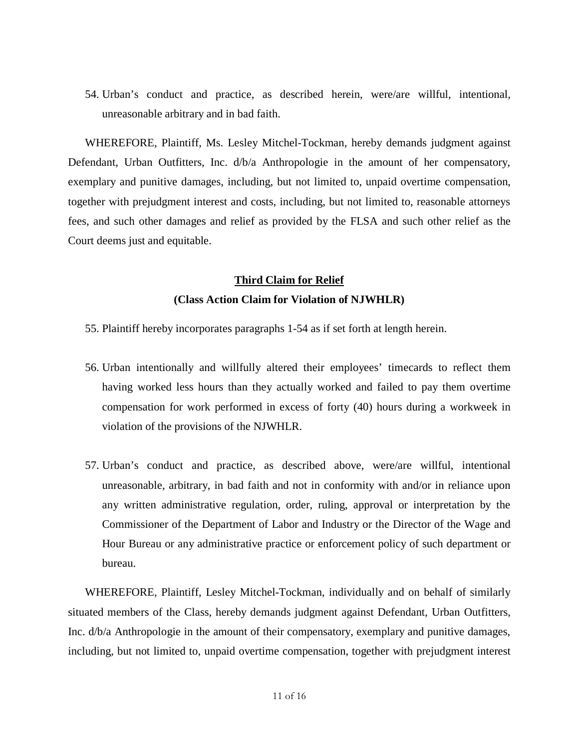54. Urban's conduct and practice, as described herein, were/are willful, intentional, unreasonable arbitrary and in bad faith.

WHEREFORE, Plaintiff, Ms. Lesley Mitchel-Tockman, hereby demands judgment against Defendant, Urban Outfitters, Inc. d/b/a Anthropologie in the amount of her compensatory, exemplary and punitive damages, including, but not limited to, unpaid overtime compensation, together with prejudgment interest and costs, including, but not limited to, reasonable attorneys fees, and such other damages and relief as provided by the FLSA and such other relief as the Court deems just and equitable.

## <u>Third Claim for Relief</u>

## (Class Action Claim for Violation of NJWHLR)

55. Plaintiff hereby incorporates paragraphs 1-54 as if set forth at length herein.

56. Urban intentionally and willfully altered their employees' timecards to reflect them having worked less hours than they actually worked and failed to pay them overtime compensation for work performed in excess of forty (40) hours during a workweek in violation of the provisions of the NJWHLR.

57. Urban's conduct and practice, as described above, were/are willful, intentional unreasonable, arbitrary, in bad faith and not in conformity with and/or in reliance upon any written administrative regulation, order, ruling, approval or interpretation by the Commissioner of the Department of Labor and Industry or the Director of the Wage and Hour Bureau or any administrative practice or enforcement policy of such department or bureau.

WHEREFORE, Plaintiff, Lesley Mitchel-Tockman, individually and on behalf of similarly situated members of the Class, hereby demands judgment against Defendant, Urban Outfitters, Inc. d/b/a Anthropologie in the amount of their compensatory, exemplary and punitive damages, including, but not limited to, unpaid overtime compensation, together with prejudgment interest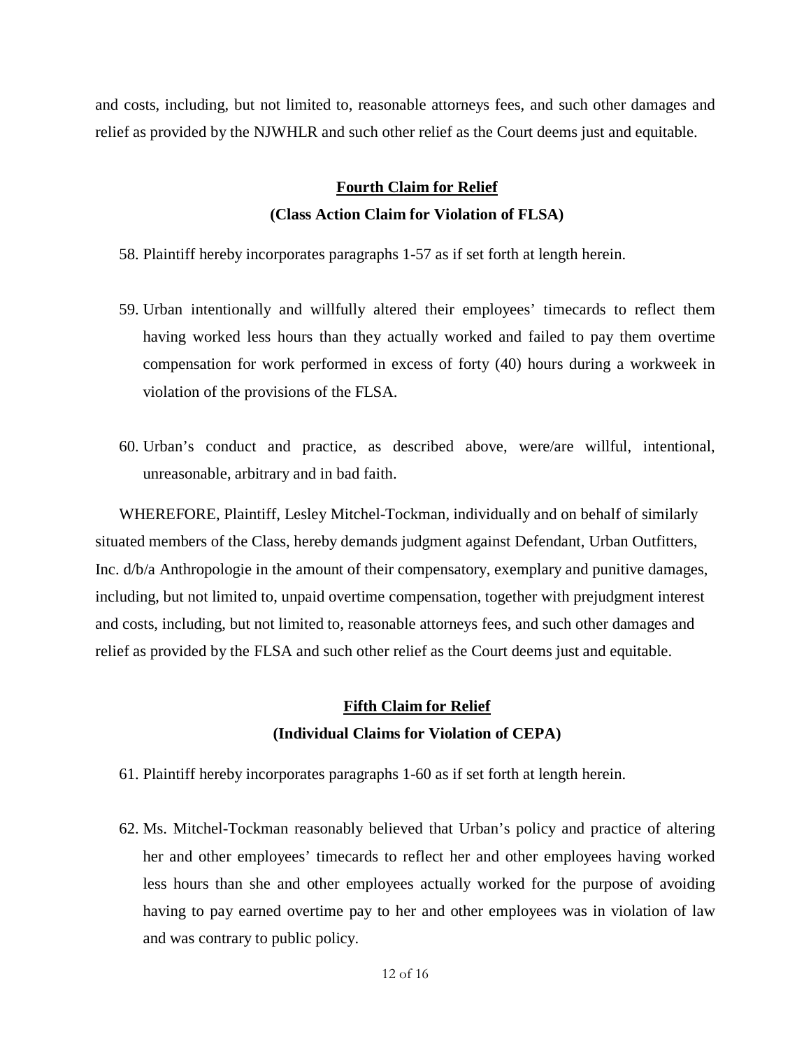and costs, including, but not limited to, reasonable attorneys fees, and such other damages and relief as provided by the NJWHLR and such other relief as the Court deems just and equitable.

**Fourth Claim for Relief**

**(Class Action Claim for Violation of FLSA)**

58. Plaintiff hereby incorporates paragraphs 1-57 as if set forth at length herein.

59. Urban intentionally and willfully altered their employees' timecards to reflect them having worked less hours than they actually worked and failed to pay them overtime compensation for work performed in excess of forty (40) hours during a workweek in violation of the provisions of the FLSA.

60. Urban's conduct and practice, as described above, were/are willful, intentional, unreasonable, arbitrary and in bad faith.

WHEREFORE, Plaintiff, Lesley Mitchel-Tockman, individually and on behalf of similarly situated members of the Class, hereby demands judgment against Defendant, Urban Outfitters, Inc. d/b/a Anthropologie in the amount of their compensatory, exemplary and punitive damages, including, but not limited to, unpaid overtime compensation, together with prejudgment interest and costs, including, but not limited to, reasonable attorneys fees, and such other damages and relief as provided by the FLSA and such other relief as the Court deems just and equitable.

**Fifth Claim for Relief**

**(Individual Claims for Violation of CEPA)**

61. Plaintiff hereby incorporates paragraphs 1-60 as if set forth at length herein.

62. Ms. Mitchel-Tockman reasonably believed that Urban's policy and practice of altering her and other employees' timecards to reflect her and other employees having worked less hours than she and other employees actually worked for the purpose of avoiding having to pay earned overtime pay to her and other employees was in violation of law and was contrary to public policy.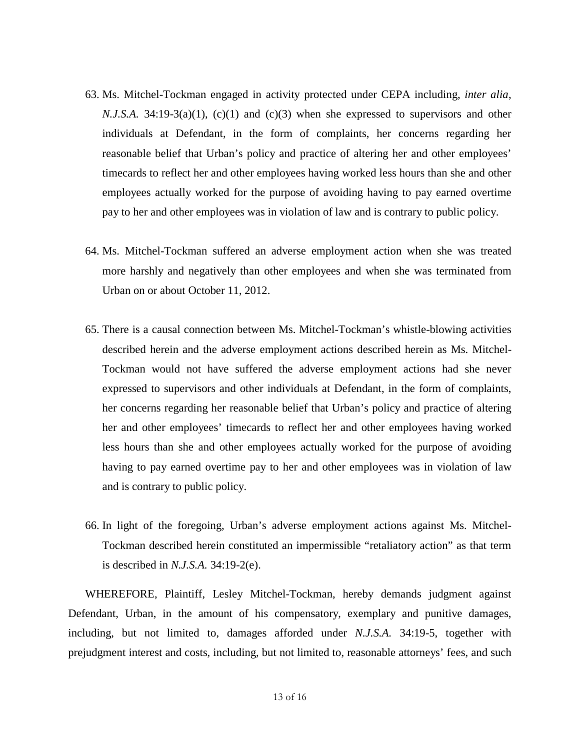63. Ms. Mitchel-Tockman engaged in activity protected under CEPA including, *inter alia*, *N.J.S.A.* 34:19-3(a)(1), (c)(1) and (c)(3) when she expressed to supervisors and other individuals at Defendant, in the form of complaints, her concerns regarding her reasonable belief that Urban's policy and practice of altering her and other employees' timecards to reflect her and other employees having worked less hours than she and other employees actually worked for the purpose of avoiding having to pay earned overtime pay to her and other employees was in violation of law and is contrary to public policy.

64. Ms. Mitchel-Tockman suffered an adverse employment action when she was treated more harshly and negatively than other employees and when she was terminated from Urban on or about October 11, 2012.

65. There is a causal connection between Ms. Mitchel-Tockman's whistle-blowing activities described herein and the adverse employment actions described herein as Ms. Mitchel-Tockman would not have suffered the adverse employment actions had she never expressed to supervisors and other individuals at Defendant, in the form of complaints, her concerns regarding her reasonable belief that Urban's policy and practice of altering her and other employees' timecards to reflect her and other employees having worked less hours than she and other employees actually worked for the purpose of avoiding having to pay earned overtime pay to her and other employees was in violation of law and is contrary to public policy.

66. In light of the foregoing, Urban's adverse employment actions against Ms. Mitchel-Tockman described herein constituted an impermissible "retaliatory action" as that term is described in *N.J.S.A.* 34:19-2(e).

WHEREFORE, Plaintiff, Lesley Mitchel-Tockman, hereby demands judgment against Defendant, Urban, in the amount of his compensatory, exemplary and punitive damages, including, but not limited to, damages afforded under *N.J.S.A.* 34:19-5, together with prejudgment interest and costs, including, but not limited to, reasonable attorneys' fees, and such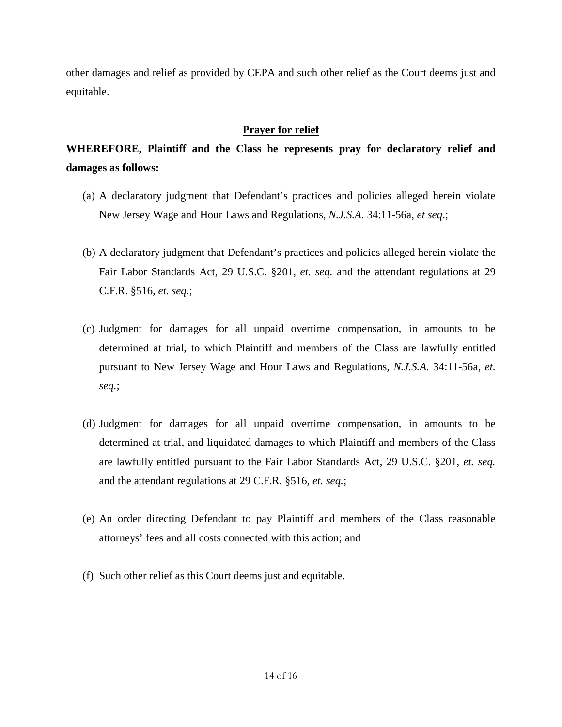other damages and relief as provided by CEPA and such other relief as the Court deems just and equitable.

## <u>Prayer for relief</u>

**WHEREFORE, Plaintiff and the Class he represents pray for declaratory relief and damages as follows:**

(a) A declaratory judgment that Defendant's practices and policies alleged herein violate New Jersey Wage and Hour Laws and Regulations, *N.J.S.A.* 34:11-56a, *et seq*.;

(b) A declaratory judgment that Defendant's practices and policies alleged herein violate the Fair Labor Standards Act, 29 U.S.C. §201, *et. seq.* and the attendant regulations at 29 C.F.R. §516, *et. seq.*;

(c) Judgment for damages for all unpaid overtime compensation, in amounts to be determined at trial, to which Plaintiff and members of the Class are lawfully entitled pursuant to New Jersey Wage and Hour Laws and Regulations, *N.J.S.A.* 34:11-56a, *et. seq.*;

(d) Judgment for damages for all unpaid overtime compensation, in amounts to be determined at trial, and liquidated damages to which Plaintiff and members of the Class are lawfully entitled pursuant to the Fair Labor Standards Act, 29 U.S.C. §201, *et. seq.* and the attendant regulations at 29 C.F.R. §516, *et. seq.*;

(e) An order directing Defendant to pay Plaintiff and members of the Class reasonable attorneys' fees and all costs connected with this action; and

(f) Such other relief as this Court deems just and equitable.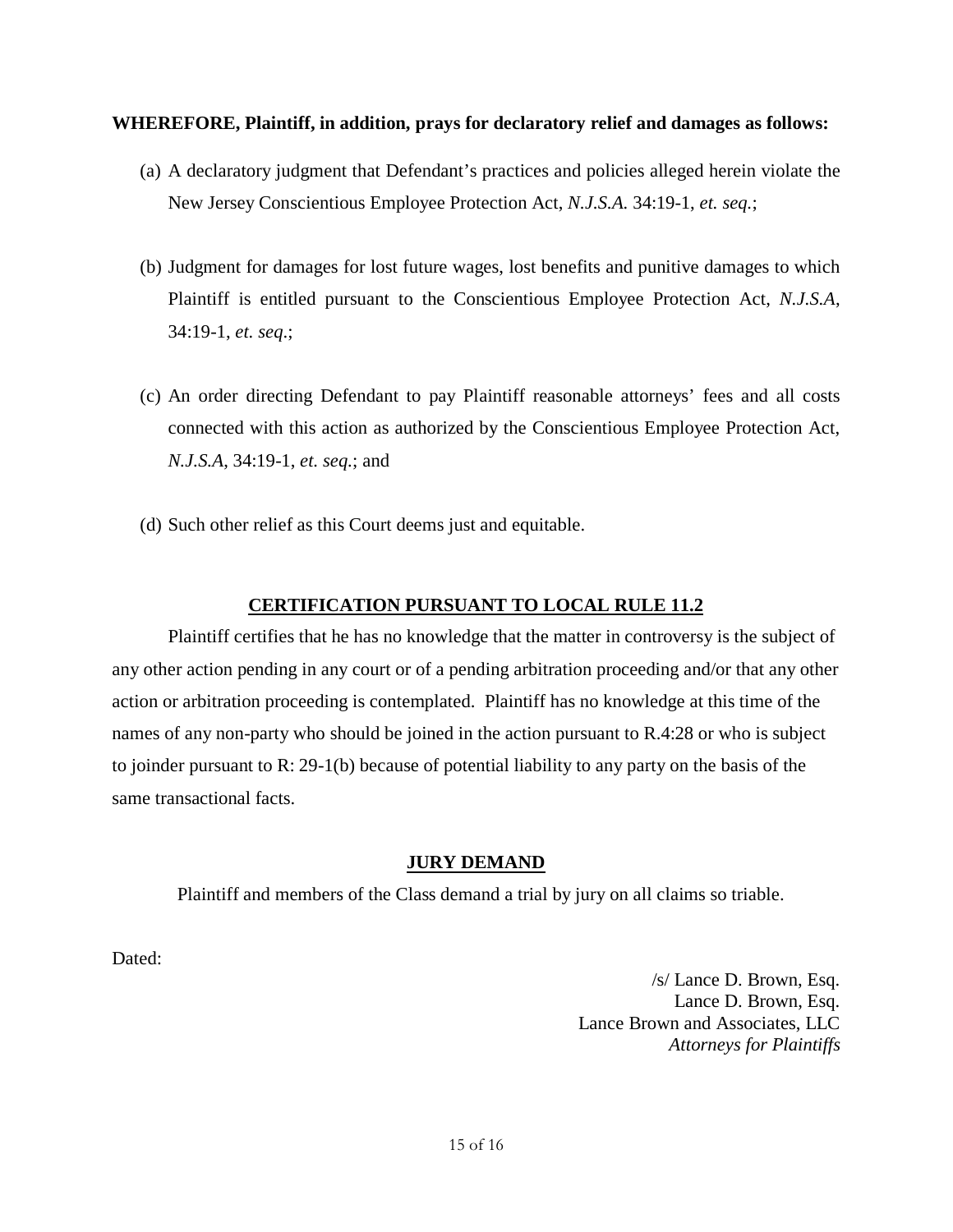**WHEREFORE, Plaintiff, in addition, prays for declaratory relief and damages as follows:**

(a) A declaratory judgment that Defendant's practices and policies alleged herein violate the New Jersey Conscientious Employee Protection Act, *N.J.S.A.* 34:19-1, *et. seq.*;

(b) Judgment for damages for lost future wages, lost benefits and punitive damages to which Plaintiff is entitled pursuant to the Conscientious Employee Protection Act, *N.J.S.A*, 34:19-1, *et. seq*.;

(c) An order directing Defendant to pay Plaintiff reasonable attorneys' fees and all costs connected with this action as authorized by the Conscientious Employee Protection Act, *N.J.S.A*, 34:19-1, *et. seq.*; and

(d) Such other relief as this Court deems just and equitable.

**CERTIFICATION PURSUANT TO LOCAL RULE 11.2**

Plaintiff certifies that he has no knowledge that the matter in controversy is the subject of any other action pending in any court or of a pending arbitration proceeding and/or that any other action or arbitration proceeding is contemplated. Plaintiff has no knowledge at this time of the names of any non-party who should be joined in the action pursuant to R.4:28 or who is subject to joinder pursuant to R: 29-1(b) because of potential liability to any party on the basis of the same transactional facts.

**JURY DEMAND**

Plaintiff and members of the Class demand a trial by jury on all claims so triable.

Dated:

/s/ Lance D. Brown, Esq.
Lance D. Brown, Esq.
Lance Brown and Associates, LLC
*Attorneys for Plaintiffs*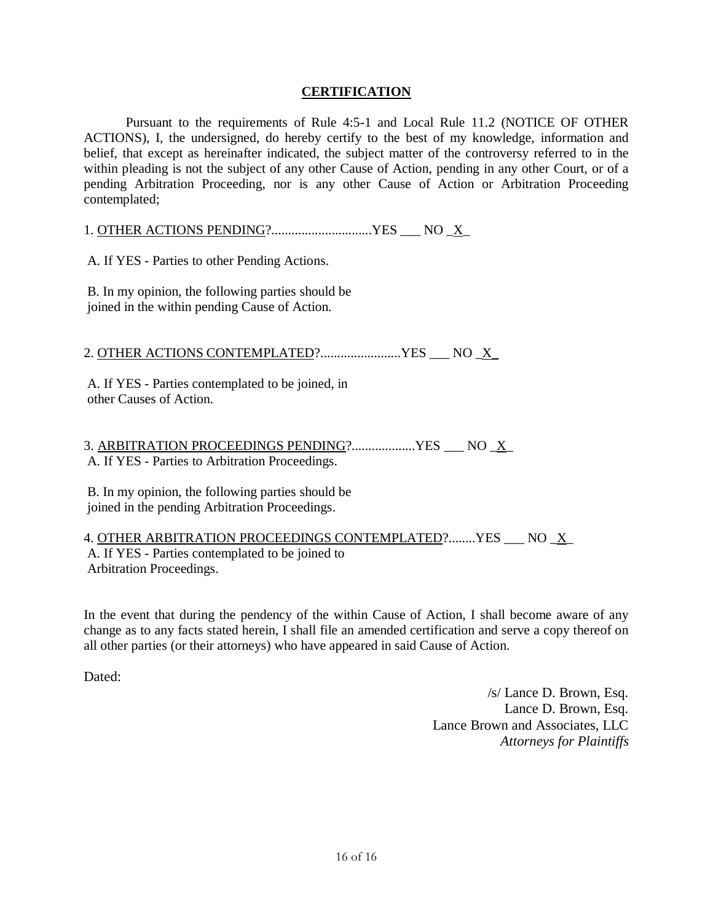## CERTIFICATION

Pursuant to the requirements of Rule 4:5-1 and Local Rule 11.2 (NOTICE OF OTHER ACTIONS), I, the undersigned, do hereby certify to the best of my knowledge, information and belief, that except as hereinafter indicated, the subject matter of the controversy referred to in the within pleading is not the subject of any other Cause of Action, pending in any other Court, or of a pending Arbitration Proceeding, nor is any other Cause of Action or Arbitration Proceeding contemplated;

1. OTHER ACTIONS PENDING?.............................YES ___ NO _X_

A. If YES - Parties to other Pending Actions.

B. In my opinion, the following parties should be joined in the within pending Cause of Action.

2. OTHER ACTIONS CONTEMPLATED?........................YES ___ NO _X_

A. If YES - Parties contemplated to be joined, in other Causes of Action.

3. ARBITRATION PROCEEDINGS PENDING?..................YES ___ NO _X_

A. If YES - Parties to Arbitration Proceedings.

B. In my opinion, the following parties should be joined in the pending Arbitration Proceedings.

4. OTHER ARBITRATION PROCEEDINGS CONTEMPLATED?........YES ___ NO _X_

A. If YES - Parties contemplated to be joined to Arbitration Proceedings.

In the event that during the pendency of the within Cause of Action, I shall become aware of any change as to any facts stated herein, I shall file an amended certification and serve a copy thereof on all other parties (or their attorneys) who have appeared in said Cause of Action.

Dated:

/s/ Lance D. Brown, Esq.
Lance D. Brown, Esq.
Lance Brown and Associates, LLC
*Attorneys for Plaintiffs*